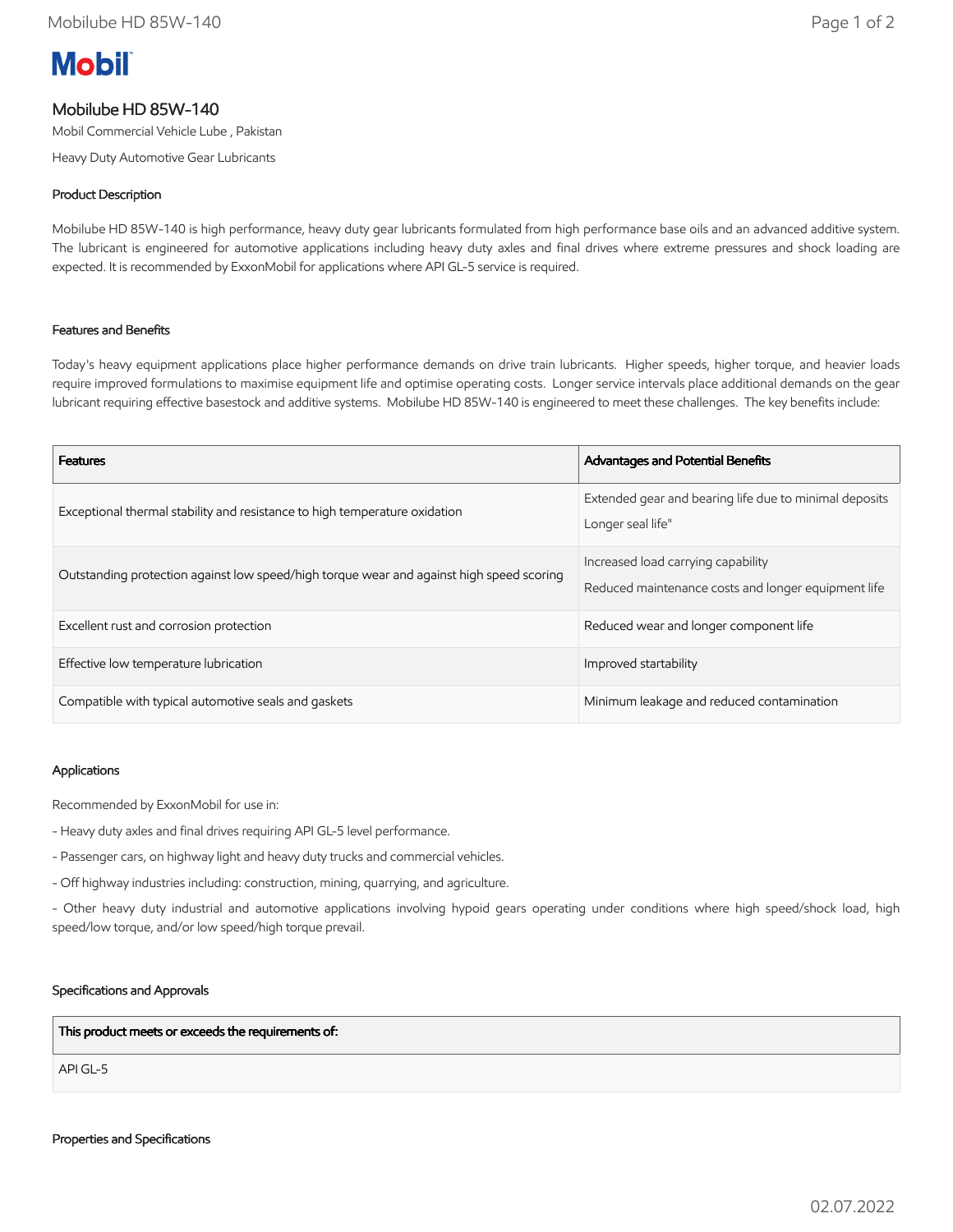# Mobilube HD 85W-140

Mobil Commercial Vehicle Lube , Pakistan

Heavy Duty Automotive Gear Lubricants

## Product Description

Mobilube HD 85W-140 is high performance, heavy duty gear lubricants formulated from high performance base oils and an advanced additive system. The lubricant is engineered for automotive applications including heavy duty axles and final drives where extreme pressures and shock loading are expected. It is recommended by ExxonMobil for applications where API GL-5 service is required.

## Features and Benefits

Today's heavy equipment applications place higher performance demands on drive train lubricants. Higher speeds, higher torque, and heavier loads require improved formulations to maximise equipment life and optimise operating costs. Longer service intervals place additional demands on the gear lubricant requiring effective basestock and additive systems. Mobilube HD 85W-140 is engineered to meet these challenges. The key benefits include:

| Features | Advantages and Potential Benefits |
|---|---|
| Exceptional thermal stability and resistance to high temperature oxidation | Extended gear and bearing life due to minimal deposits<br>Longer seal life" |
| Outstanding protection against low speed/high torque wear and against high speed scoring | Increased load carrying capability<br>Reduced maintenance costs and longer equipment life |
| Excellent rust and corrosion protection | Reduced wear and longer component life |
| Effective low temperature lubrication | Improved startability |
| Compatible with typical automotive seals and gaskets | Minimum leakage and reduced contamination |

## Applications

Recommended by ExxonMobil for use in:

- Heavy duty axles and final drives requiring API GL-5 level performance.
- Passenger cars, on highway light and heavy duty trucks and commercial vehicles.
- Off highway industries including: construction, mining, quarrying, and agriculture.
- Other heavy duty industrial and automotive applications involving hypoid gears operating under conditions where high speed/shock load, high speed/low torque, and/or low speed/high torque prevail.

## Specifications and Approvals

| This product meets or exceeds the requirements of: |
|---|
| API GL-5 |

## Properties and Specifications

02.07.2022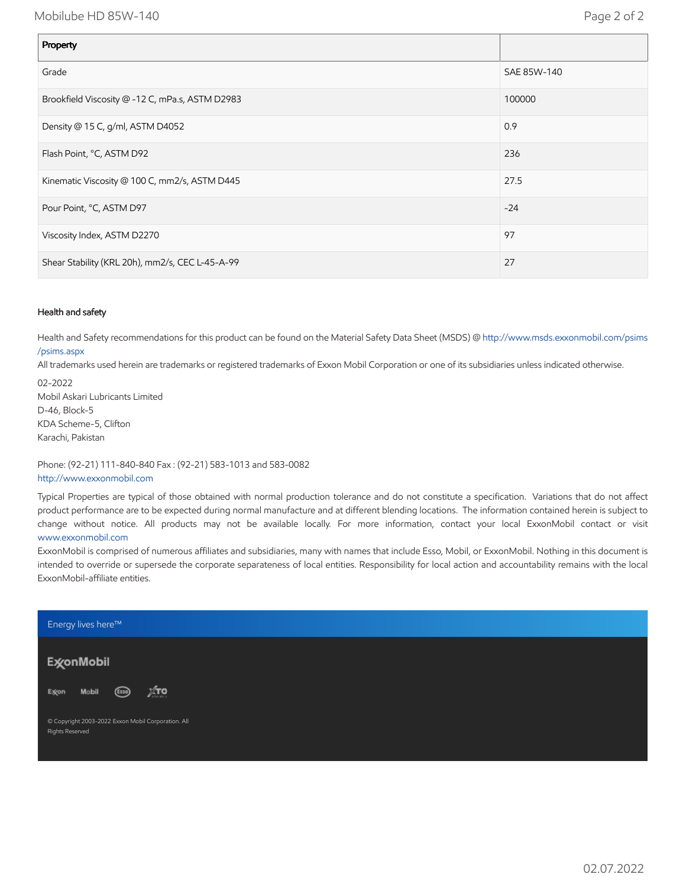| Property | |
|---|---|
| Grade | SAE 85W-140 |
| Brookfield Viscosity @ -12 C, mPa.s, ASTM D2983 | 100000 |
| Density @ 15 C, g/ml, ASTM D4052 | 0.9 |
| Flash Point, °C, ASTM D92 | 236 |
| Kinematic Viscosity @ 100 C, mm2/s, ASTM D445 | 27.5 |
| Pour Point, °C, ASTM D97 | -24 |
| Viscosity Index, ASTM D2270 | 97 |
| Shear Stability (KRL 20h), mm2/s, CEC L-45-A-99 | 27 |

### Health and safety

Health and Safety recommendations for this product can be found on the Material Safety Data Sheet (MSDS) @ http://www.msds.exxonmobil.com/psims/psims.aspx

All trademarks used herein are trademarks or registered trademarks of Exxon Mobil Corporation or one of its subsidiaries unless indicated otherwise.

02-2022
Mobil Askari Lubricants Limited
D-46, Block-5
KDA Scheme-5, Clifton
Karachi, Pakistan

Phone: (92-21) 111-840-840 Fax : (92-21) 583-1013 and 583-0082
http://www.exxonmobil.com

Typical Properties are typical of those obtained with normal production tolerance and do not constitute a specification. Variations that do not affect product performance are to be expected during normal manufacture and at different blending locations. The information contained herein is subject to change without notice. All products may not be available locally. For more information, contact your local ExxonMobil contact or visit www.exxonmobil.com

ExxonMobil is comprised of numerous affiliates and subsidiaries, many with names that include Esso, Mobil, or ExxonMobil. Nothing in this document is intended to override or supersede the corporate separateness of local entities. Responsibility for local action and accountability remains with the local ExxonMobil-affiliate entities.

Energy lives here™

ExxonMobil

Exxon Mobil Esso XTO

© Copyright 2003-2022 Exxon Mobil Corporation. All Rights Reserved

02.07.2022